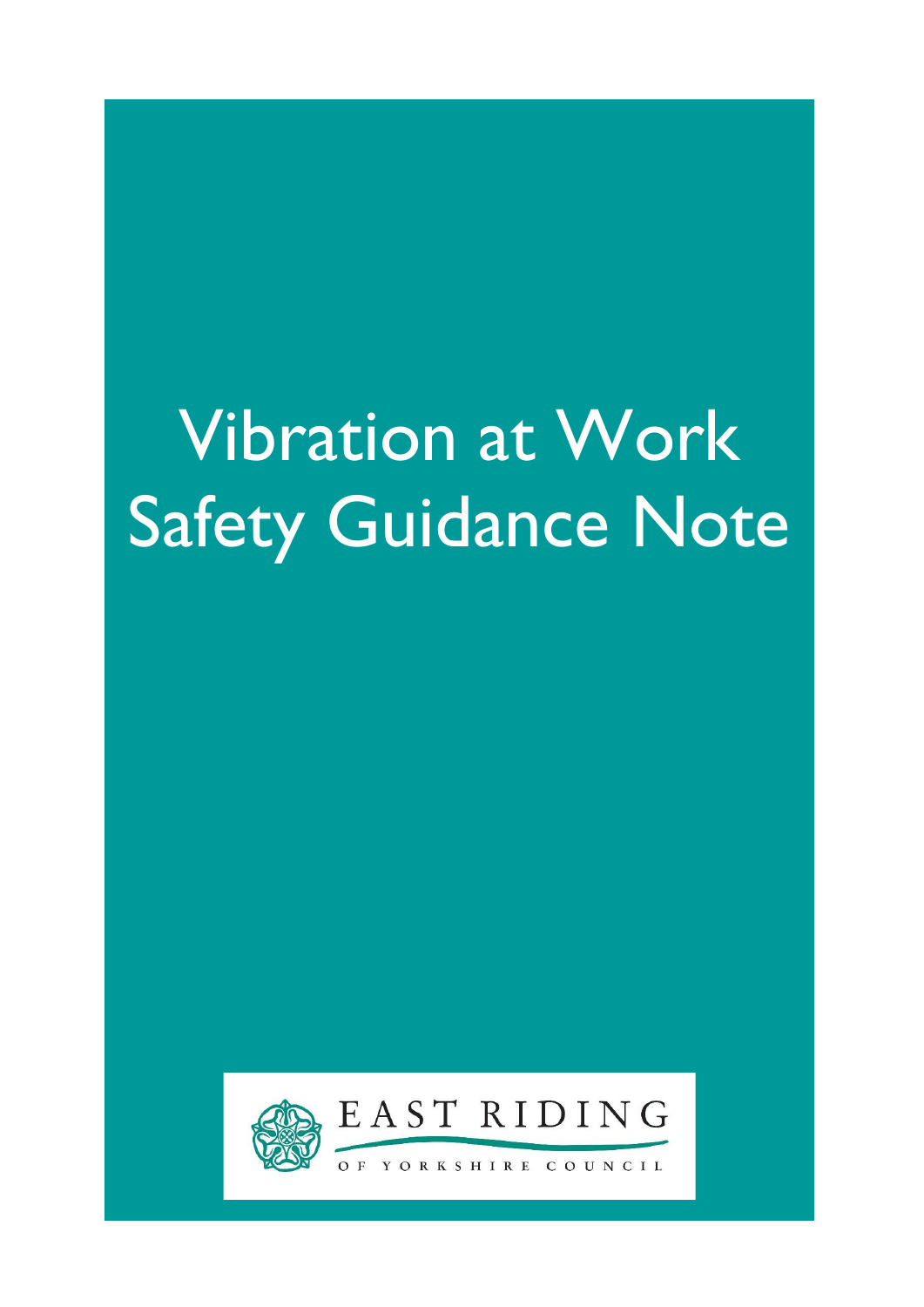# Vibration at Work Safety Guidance Note

EAST RIDING OF YORKSHIRE COUNCIL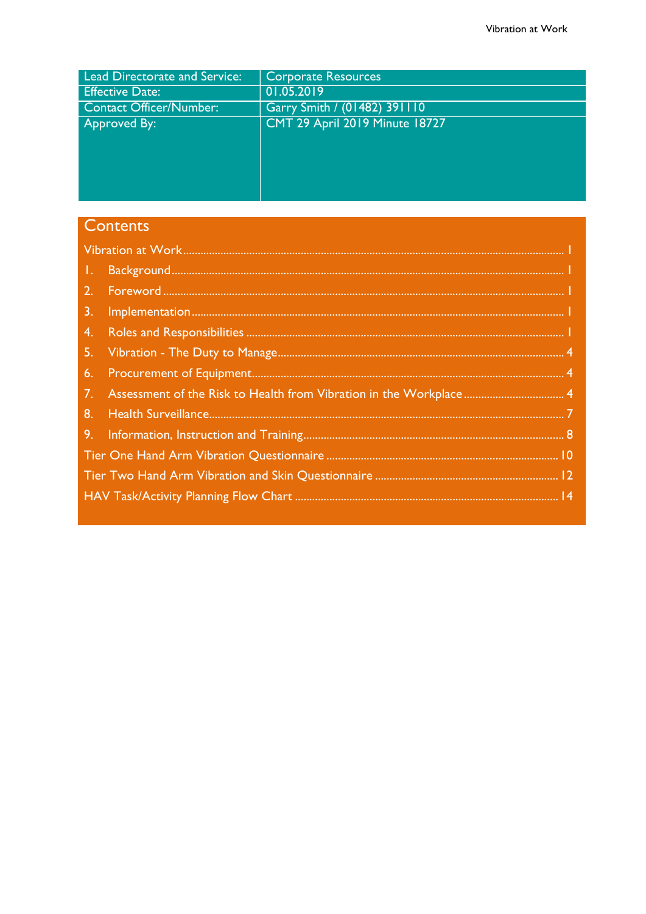| Lead Directorate and Service: | Corporate Resources |
| --- | --- |
| Effective Date: | 01.05.2019 |
| Contact Officer/Number: | Garry Smith / (01482) 391110 |
| Approved By: | CMT 29 April 2019 Minute 18727 |

## Contents

Vibration at Work ........................................................ 1
1. Background ........................................................ 1
2. Foreword ........................................................ 1
3. Implementation ........................................................ 1
4. Roles and Responsibilities ........................................................ 1
5. Vibration - The Duty to Manage ........................................................ 4
6. Procurement of Equipment ........................................................ 4
7. Assessment of the Risk to Health from Vibration in the Workplace ........................................................ 4
8. Health Surveillance ........................................................ 7
9. Information, Instruction and Training ........................................................ 8

Tier One Hand Arm Vibration Questionnaire ........................................................ 10
Tier Two Hand Arm Vibration and Skin Questionnaire ........................................................ 12
HAV Task/Activity Planning Flow Chart ........................................................ 14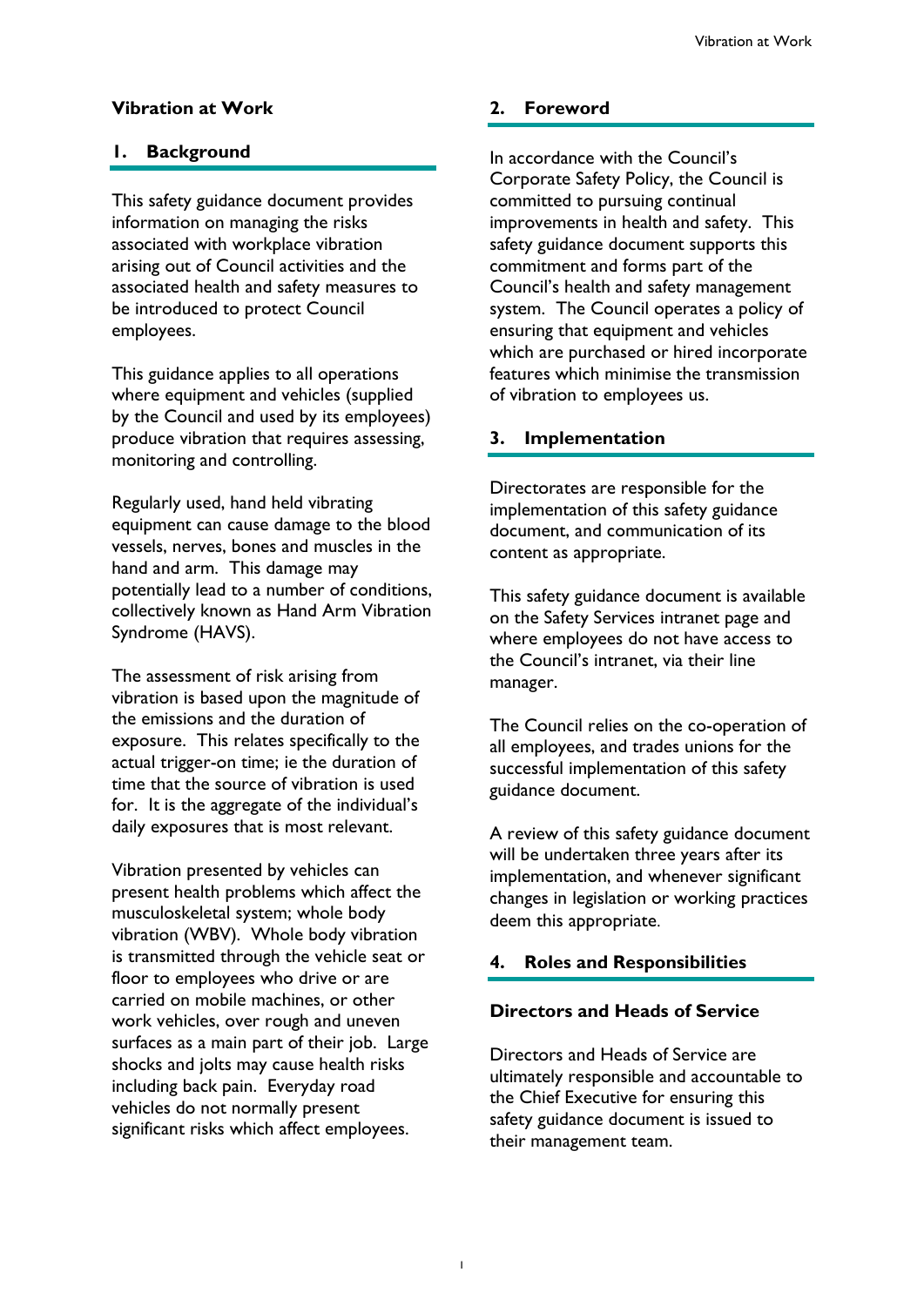## Vibration at Work

## 1. Background

This safety guidance document provides information on managing the risks associated with workplace vibration arising out of Council activities and the associated health and safety measures to be introduced to protect Council employees.

This guidance applies to all operations where equipment and vehicles (supplied by the Council and used by its employees) produce vibration that requires assessing, monitoring and controlling.

Regularly used, hand held vibrating equipment can cause damage to the blood vessels, nerves, bones and muscles in the hand and arm. This damage may potentially lead to a number of conditions, collectively known as Hand Arm Vibration Syndrome (HAVS).

The assessment of risk arising from vibration is based upon the magnitude of the emissions and the duration of exposure. This relates specifically to the actual trigger-on time; ie the duration of time that the source of vibration is used for. It is the aggregate of the individual's daily exposures that is most relevant.

Vibration presented by vehicles can present health problems which affect the musculoskeletal system; whole body vibration (WBV). Whole body vibration is transmitted through the vehicle seat or floor to employees who drive or are carried on mobile machines, or other work vehicles, over rough and uneven surfaces as a main part of their job. Large shocks and jolts may cause health risks including back pain. Everyday road vehicles do not normally present significant risks which affect employees.

## 2. Foreword

In accordance with the Council's Corporate Safety Policy, the Council is committed to pursuing continual improvements in health and safety. This safety guidance document supports this commitment and forms part of the Council's health and safety management system. The Council operates a policy of ensuring that equipment and vehicles which are purchased or hired incorporate features which minimise the transmission of vibration to employees us.

## 3. Implementation

Directorates are responsible for the implementation of this safety guidance document, and communication of its content as appropriate.

This safety guidance document is available on the Safety Services intranet page and where employees do not have access to the Council's intranet, via their line manager.

The Council relies on the co-operation of all employees, and trades unions for the successful implementation of this safety guidance document.

A review of this safety guidance document will be undertaken three years after its implementation, and whenever significant changes in legislation or working practices deem this appropriate.

## 4. Roles and Responsibilities

### Directors and Heads of Service

Directors and Heads of Service are ultimately responsible and accountable to the Chief Executive for ensuring this safety guidance document is issued to their management team.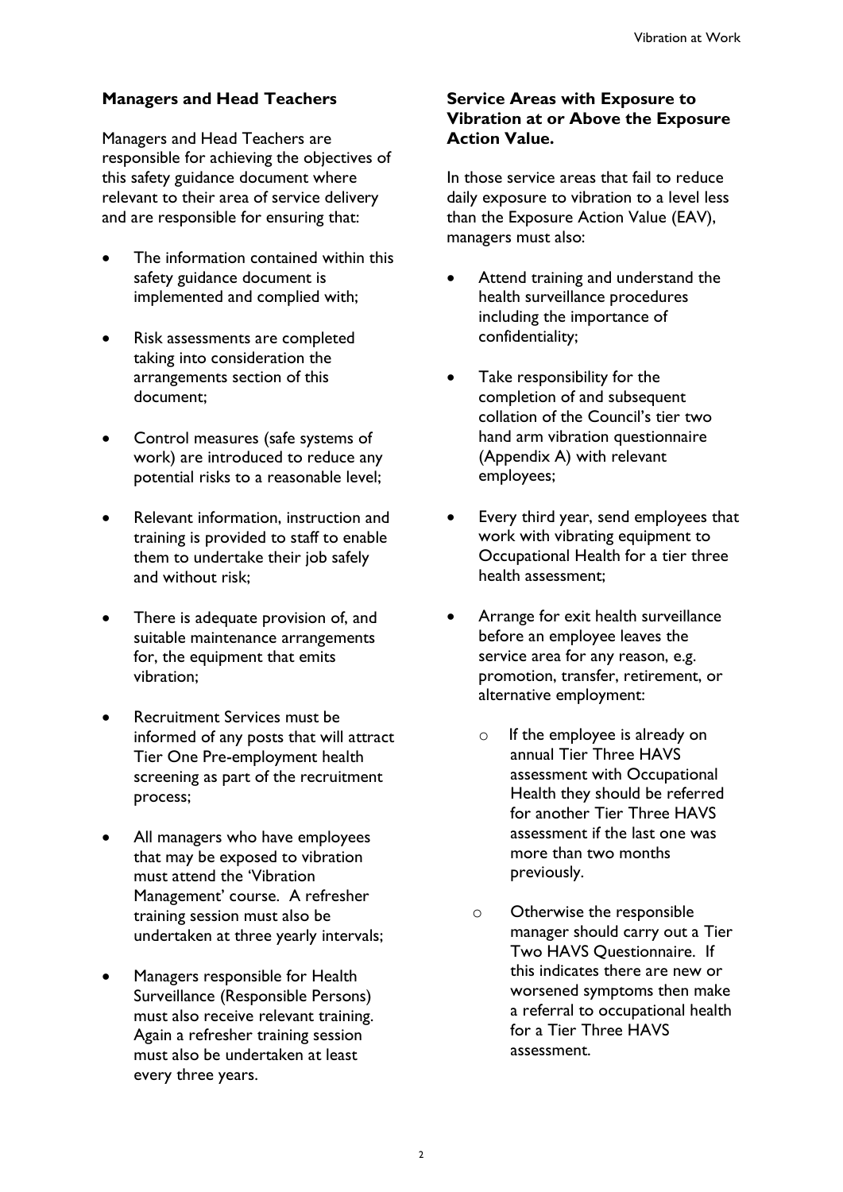### Managers and Head Teachers

Managers and Head Teachers are responsible for achieving the objectives of this safety guidance document where relevant to their area of service delivery and are responsible for ensuring that:

- The information contained within this safety guidance document is implemented and complied with;
- Risk assessments are completed taking into consideration the arrangements section of this document;
- Control measures (safe systems of work) are introduced to reduce any potential risks to a reasonable level;
- Relevant information, instruction and training is provided to staff to enable them to undertake their job safely and without risk;
- There is adequate provision of, and suitable maintenance arrangements for, the equipment that emits vibration;
- Recruitment Services must be informed of any posts that will attract Tier One Pre-employment health screening as part of the recruitment process;
- All managers who have employees that may be exposed to vibration must attend the 'Vibration Management' course. A refresher training session must also be undertaken at three yearly intervals;
- Managers responsible for Health Surveillance (Responsible Persons) must also receive relevant training. Again a refresher training session must also be undertaken at least every three years.

### Service Areas with Exposure to Vibration at or Above the Exposure Action Value.

In those service areas that fail to reduce daily exposure to vibration to a level less than the Exposure Action Value (EAV), managers must also:

- Attend training and understand the health surveillance procedures including the importance of confidentiality;
- Take responsibility for the completion of and subsequent collation of the Council's tier two hand arm vibration questionnaire (Appendix A) with relevant employees;
- Every third year, send employees that work with vibrating equipment to Occupational Health for a tier three health assessment;
- Arrange for exit health surveillance before an employee leaves the service area for any reason, e.g. promotion, transfer, retirement, or alternative employment:
  - If the employee is already on annual Tier Three HAVS assessment with Occupational Health they should be referred for another Tier Three HAVS assessment if the last one was more than two months previously.
  - Otherwise the responsible manager should carry out a Tier Two HAVS Questionnaire. If this indicates there are new or worsened symptoms then make a referral to occupational health for a Tier Three HAVS assessment.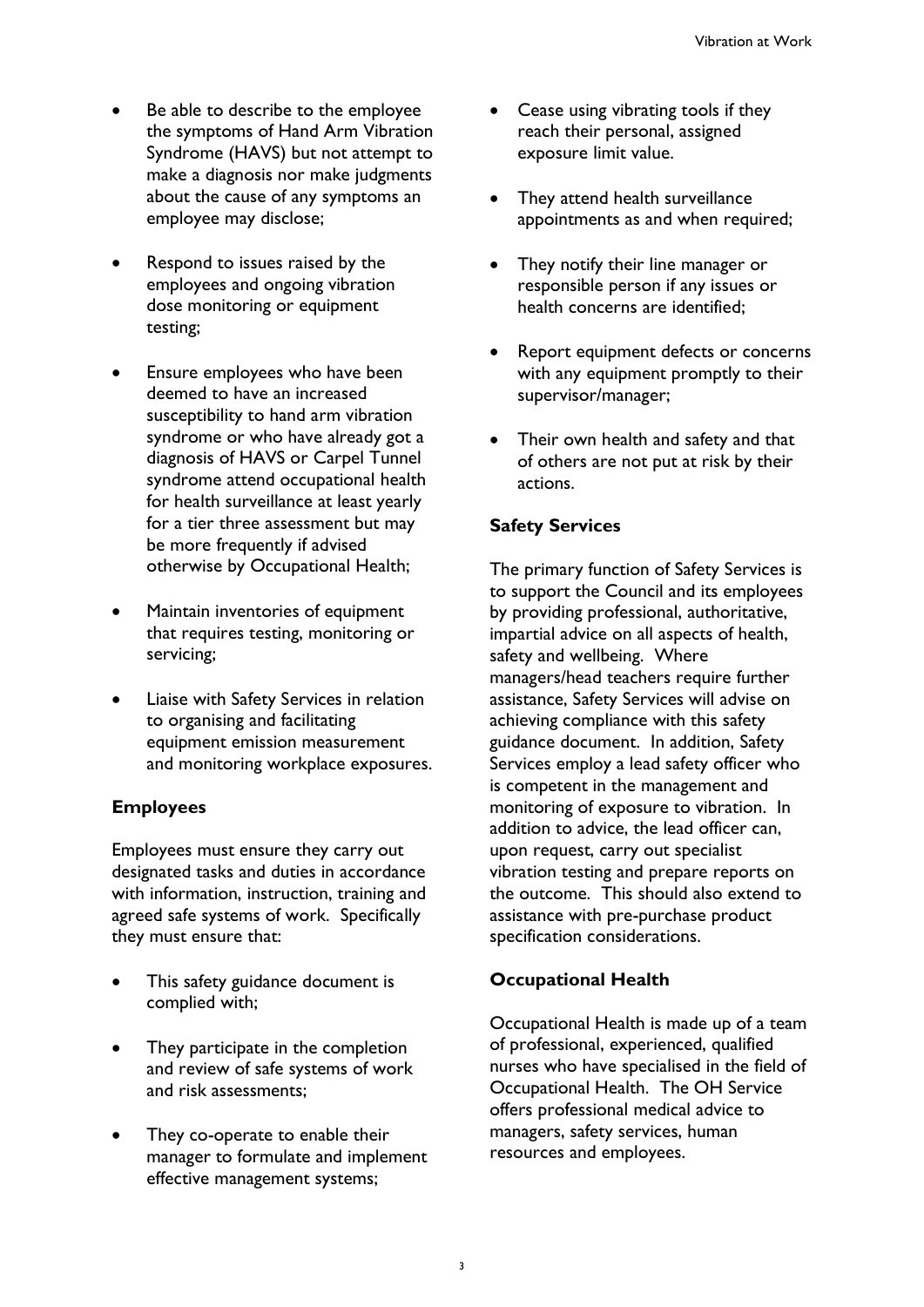- Be able to describe to the employee the symptoms of Hand Arm Vibration Syndrome (HAVS) but not attempt to make a diagnosis nor make judgments about the cause of any symptoms an employee may disclose;

- Respond to issues raised by the employees and ongoing vibration dose monitoring or equipment testing;

- Ensure employees who have been deemed to have an increased susceptibility to hand arm vibration syndrome or who have already got a diagnosis of HAVS or Carpel Tunnel syndrome attend occupational health for health surveillance at least yearly for a tier three assessment but may be more frequently if advised otherwise by Occupational Health;

- Maintain inventories of equipment that requires testing, monitoring or servicing;

- Liaise with Safety Services in relation to organising and facilitating equipment emission measurement and monitoring workplace exposures.

### Employees

Employees must ensure they carry out designated tasks and duties in accordance with information, instruction, training and agreed safe systems of work. Specifically they must ensure that:

- This safety guidance document is complied with;

- They participate in the completion and review of safe systems of work and risk assessments;

- They co-operate to enable their manager to formulate and implement effective management systems;

- Cease using vibrating tools if they reach their personal, assigned exposure limit value.

- They attend health surveillance appointments as and when required;

- They notify their line manager or responsible person if any issues or health concerns are identified;

- Report equipment defects or concerns with any equipment promptly to their supervisor/manager;

- Their own health and safety and that of others are not put at risk by their actions.

### Safety Services

The primary function of Safety Services is to support the Council and its employees by providing professional, authoritative, impartial advice on all aspects of health, safety and wellbeing. Where managers/head teachers require further assistance, Safety Services will advise on achieving compliance with this safety guidance document. In addition, Safety Services employ a lead safety officer who is competent in the management and monitoring of exposure to vibration. In addition to advice, the lead officer can, upon request, carry out specialist vibration testing and prepare reports on the outcome. This should also extend to assistance with pre-purchase product specification considerations.

### Occupational Health

Occupational Health is made up of a team of professional, experienced, qualified nurses who have specialised in the field of Occupational Health. The OH Service offers professional medical advice to managers, safety services, human resources and employees.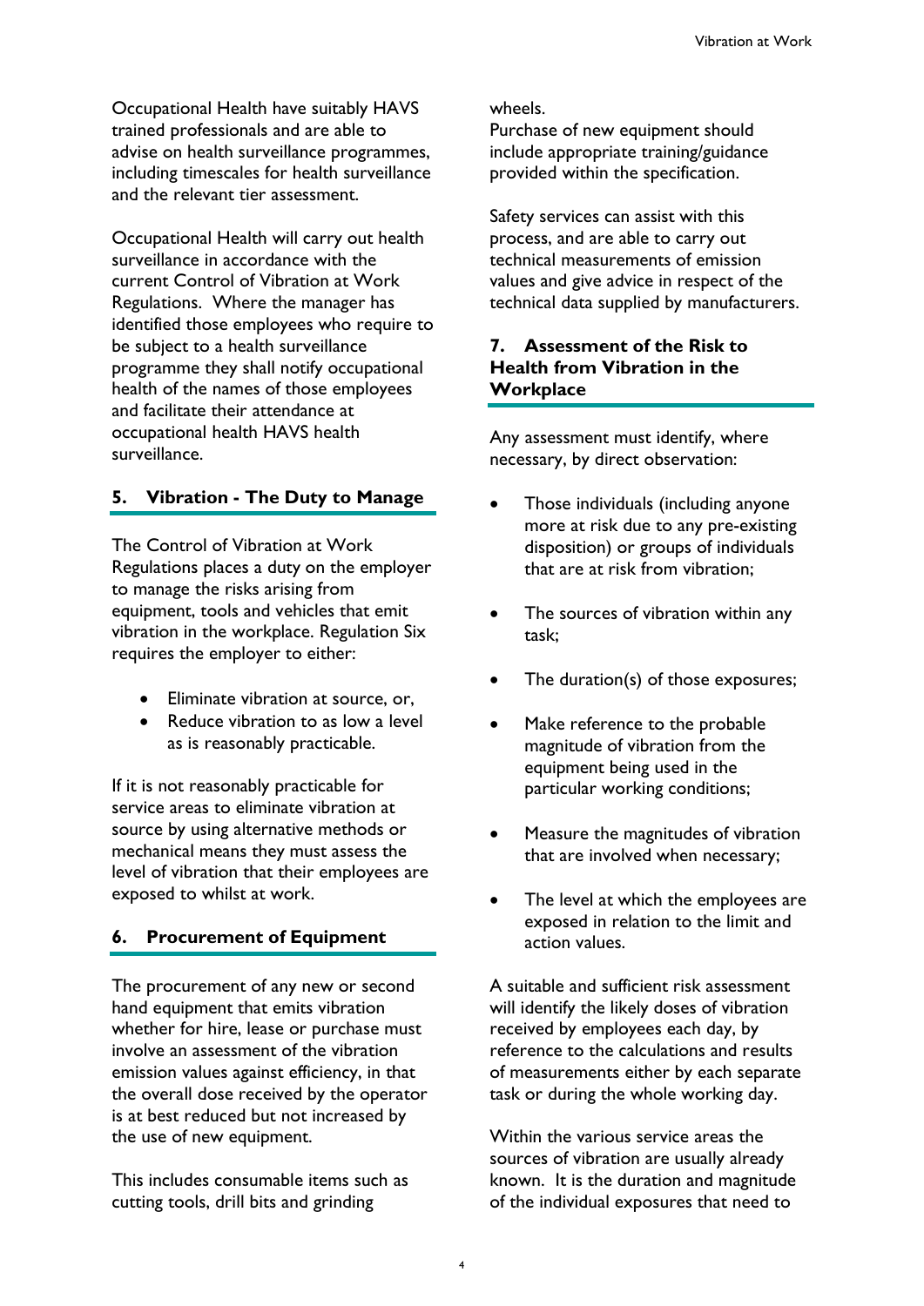Occupational Health have suitably HAVS trained professionals and are able to advise on health surveillance programmes, including timescales for health surveillance and the relevant tier assessment.

Occupational Health will carry out health surveillance in accordance with the current Control of Vibration at Work Regulations. Where the manager has identified those employees who require to be subject to a health surveillance programme they shall notify occupational health of the names of those employees and facilitate their attendance at occupational health HAVS health surveillance.

## 5. Vibration - The Duty to Manage

The Control of Vibration at Work Regulations places a duty on the employer to manage the risks arising from equipment, tools and vehicles that emit vibration in the workplace. Regulation Six requires the employer to either:

- Eliminate vibration at source, or,
- Reduce vibration to as low a level as is reasonably practicable.

If it is not reasonably practicable for service areas to eliminate vibration at source by using alternative methods or mechanical means they must assess the level of vibration that their employees are exposed to whilst at work.

## 6. Procurement of Equipment

The procurement of any new or second hand equipment that emits vibration whether for hire, lease or purchase must involve an assessment of the vibration emission values against efficiency, in that the overall dose received by the operator is at best reduced but not increased by the use of new equipment.

This includes consumable items such as cutting tools, drill bits and grinding wheels.

Purchase of new equipment should include appropriate training/guidance provided within the specification.

Safety services can assist with this process, and are able to carry out technical measurements of emission values and give advice in respect of the technical data supplied by manufacturers.

## 7. Assessment of the Risk to Health from Vibration in the Workplace

Any assessment must identify, where necessary, by direct observation:

- Those individuals (including anyone more at risk due to any pre-existing disposition) or groups of individuals that are at risk from vibration;
- The sources of vibration within any task;
- The duration(s) of those exposures;
- Make reference to the probable magnitude of vibration from the equipment being used in the particular working conditions;
- Measure the magnitudes of vibration that are involved when necessary;
- The level at which the employees are exposed in relation to the limit and action values.

A suitable and sufficient risk assessment will identify the likely doses of vibration received by employees each day, by reference to the calculations and results of measurements either by each separate task or during the whole working day.

Within the various service areas the sources of vibration are usually already known. It is the duration and magnitude of the individual exposures that need to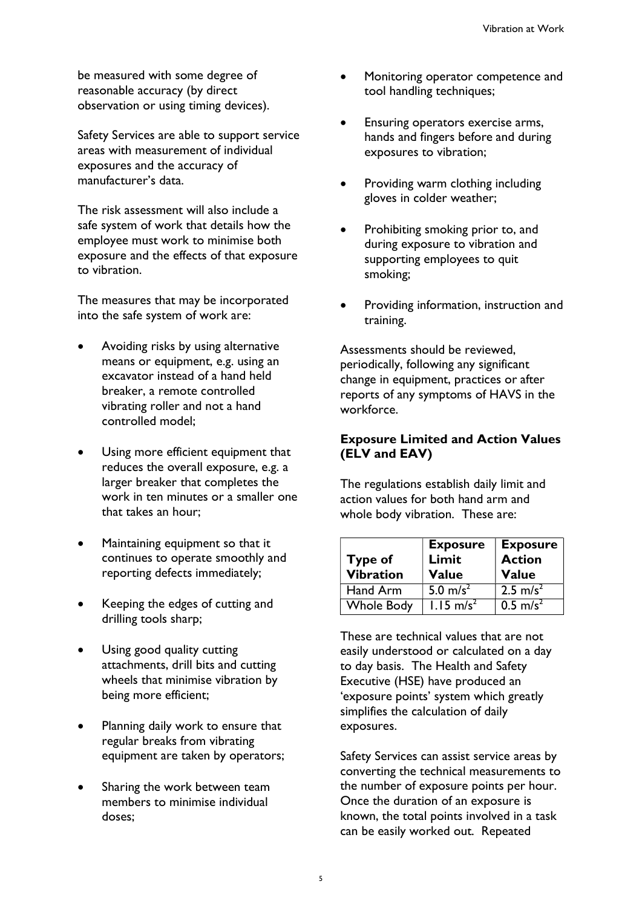be measured with some degree of reasonable accuracy (by direct observation or using timing devices).

Safety Services are able to support service areas with measurement of individual exposures and the accuracy of manufacturer's data.

The risk assessment will also include a safe system of work that details how the employee must work to minimise both exposure and the effects of that exposure to vibration.

The measures that may be incorporated into the safe system of work are:

- Avoiding risks by using alternative means or equipment, e.g. using an excavator instead of a hand held breaker, a remote controlled vibrating roller and not a hand controlled model;
- Using more efficient equipment that reduces the overall exposure, e.g. a larger breaker that completes the work in ten minutes or a smaller one that takes an hour;
- Maintaining equipment so that it continues to operate smoothly and reporting defects immediately;
- Keeping the edges of cutting and drilling tools sharp;
- Using good quality cutting attachments, drill bits and cutting wheels that minimise vibration by being more efficient;
- Planning daily work to ensure that regular breaks from vibrating equipment are taken by operators;
- Sharing the work between team members to minimise individual doses;
- Monitoring operator competence and tool handling techniques;
- Ensuring operators exercise arms, hands and fingers before and during exposures to vibration;
- Providing warm clothing including gloves in colder weather;
- Prohibiting smoking prior to, and during exposure to vibration and supporting employees to quit smoking;
- Providing information, instruction and training.

Assessments should be reviewed, periodically, following any significant change in equipment, practices or after reports of any symptoms of HAVS in the workforce.

### Exposure Limited and Action Values (ELV and EAV)

The regulations establish daily limit and action values for both hand arm and whole body vibration. These are:

| Type of Vibration | Exposure Limit Value | Exposure Action Value |
|---|---|---|
| Hand Arm | $5.0\ m/s^2$ | $2.5\ m/s^2$ |
| Whole Body | $1.15\ m/s^2$ | $0.5\ m/s^2$ |

These are technical values that are not easily understood or calculated on a day to day basis. The Health and Safety Executive (HSE) have produced an 'exposure points' system which greatly simplifies the calculation of daily exposures.

Safety Services can assist service areas by converting the technical measurements to the number of exposure points per hour. Once the duration of an exposure is known, the total points involved in a task can be easily worked out. Repeated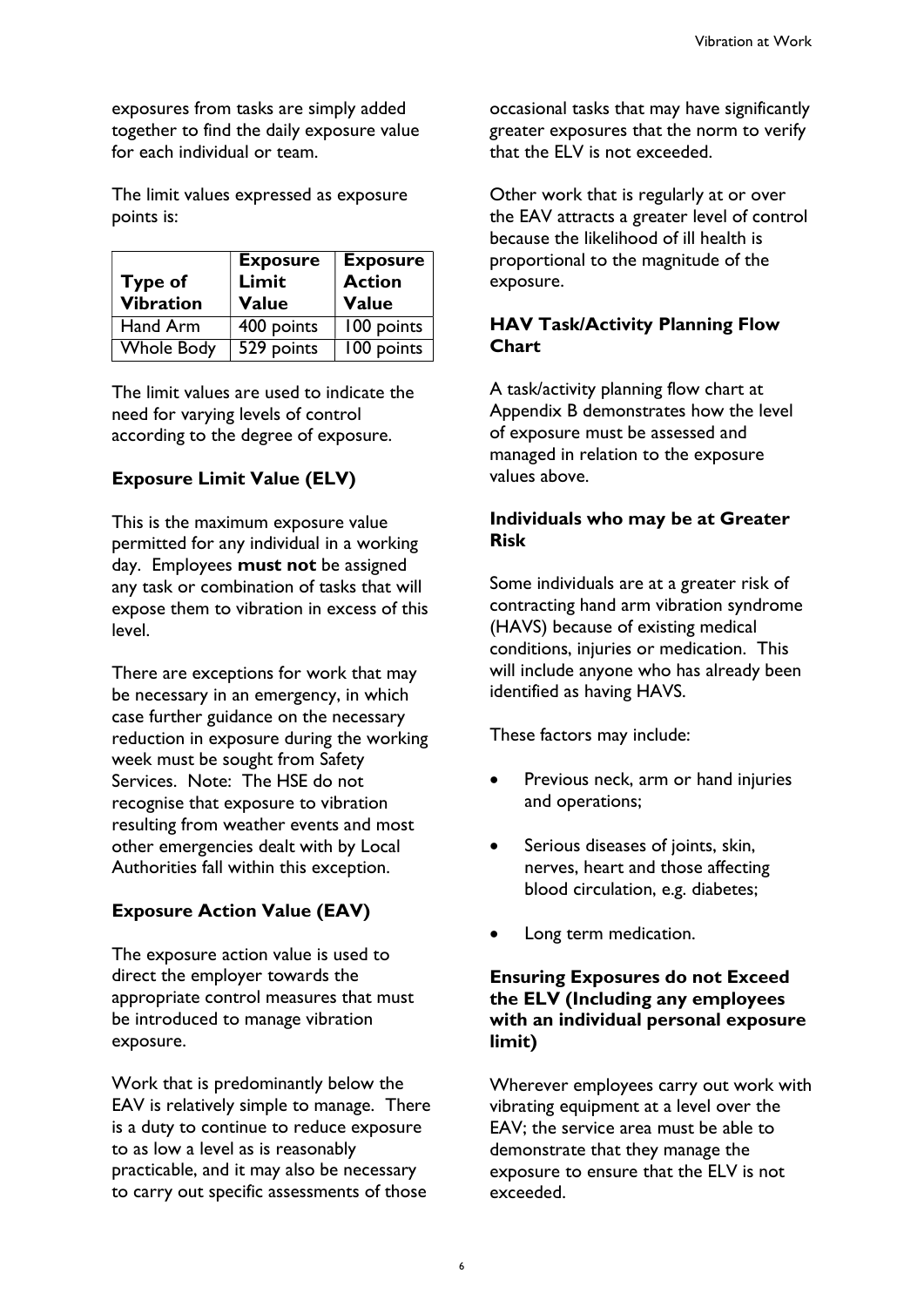exposures from tasks are simply added together to find the daily exposure value for each individual or team.

The limit values expressed as exposure points is:

| Type of Vibration | Exposure Limit Value | Exposure Action Value |
|---|---|---|
| Hand Arm | 400 points | 100 points |
| Whole Body | 529 points | 100 points |

The limit values are used to indicate the need for varying levels of control according to the degree of exposure.

### Exposure Limit Value (ELV)

This is the maximum exposure value permitted for any individual in a working day. Employees **must not** be assigned any task or combination of tasks that will expose them to vibration in excess of this level.

There are exceptions for work that may be necessary in an emergency, in which case further guidance on the necessary reduction in exposure during the working week must be sought from Safety Services. Note: The HSE do not recognise that exposure to vibration resulting from weather events and most other emergencies dealt with by Local Authorities fall within this exception.

### Exposure Action Value (EAV)

The exposure action value is used to direct the employer towards the appropriate control measures that must be introduced to manage vibration exposure.

Work that is predominantly below the EAV is relatively simple to manage. There is a duty to continue to reduce exposure to as low a level as is reasonably practicable, and it may also be necessary to carry out specific assessments of those occasional tasks that may have significantly greater exposures that the norm to verify that the ELV is not exceeded.

Other work that is regularly at or over the EAV attracts a greater level of control because the likelihood of ill health is proportional to the magnitude of the exposure.

### HAV Task/Activity Planning Flow Chart

A task/activity planning flow chart at Appendix B demonstrates how the level of exposure must be assessed and managed in relation to the exposure values above.

### Individuals who may be at Greater Risk

Some individuals are at a greater risk of contracting hand arm vibration syndrome (HAVS) because of existing medical conditions, injuries or medication. This will include anyone who has already been identified as having HAVS.

These factors may include:

- Previous neck, arm or hand injuries and operations;
- Serious diseases of joints, skin, nerves, heart and those affecting blood circulation, e.g. diabetes;
- Long term medication.

### Ensuring Exposures do not Exceed the ELV (Including any employees with an individual personal exposure limit)

Wherever employees carry out work with vibrating equipment at a level over the EAV; the service area must be able to demonstrate that they manage the exposure to ensure that the ELV is not exceeded.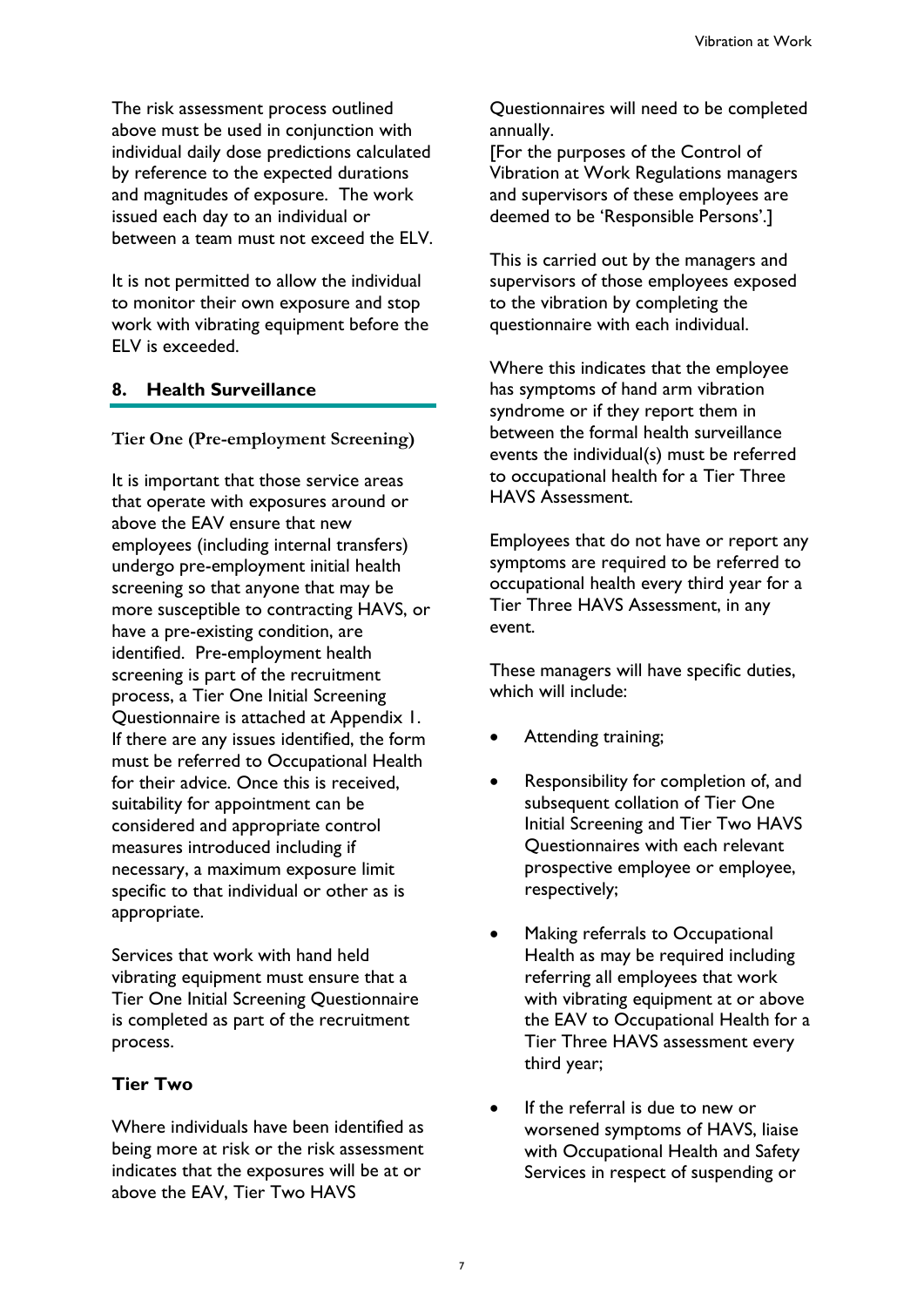The risk assessment process outlined above must be used in conjunction with individual daily dose predictions calculated by reference to the expected durations and magnitudes of exposure. The work issued each day to an individual or between a team must not exceed the ELV.

It is not permitted to allow the individual to monitor their own exposure and stop work with vibrating equipment before the ELV is exceeded.

## 8. Health Surveillance

### Tier One (Pre-employment Screening)

It is important that those service areas that operate with exposures around or above the EAV ensure that new employees (including internal transfers) undergo pre-employment initial health screening so that anyone that may be more susceptible to contracting HAVS, or have a pre-existing condition, are identified. Pre-employment health screening is part of the recruitment process, a Tier One Initial Screening Questionnaire is attached at Appendix 1. If there are any issues identified, the form must be referred to Occupational Health for their advice. Once this is received, suitability for appointment can be considered and appropriate control measures introduced including if necessary, a maximum exposure limit specific to that individual or other as is appropriate.

Services that work with hand held vibrating equipment must ensure that a Tier One Initial Screening Questionnaire is completed as part of the recruitment process.

### Tier Two

Where individuals have been identified as being more at risk or the risk assessment indicates that the exposures will be at or above the EAV, Tier Two HAVS Questionnaires will need to be completed annually.
[For the purposes of the Control of Vibration at Work Regulations managers and supervisors of these employees are deemed to be 'Responsible Persons'.]

This is carried out by the managers and supervisors of those employees exposed to the vibration by completing the questionnaire with each individual.

Where this indicates that the employee has symptoms of hand arm vibration syndrome or if they report them in between the formal health surveillance events the individual(s) must be referred to occupational health for a Tier Three HAVS Assessment.

Employees that do not have or report any symptoms are required to be referred to occupational health every third year for a Tier Three HAVS Assessment, in any event.

These managers will have specific duties, which will include:

- Attending training;
- Responsibility for completion of, and subsequent collation of Tier One Initial Screening and Tier Two HAVS Questionnaires with each relevant prospective employee or employee, respectively;
- Making referrals to Occupational Health as may be required including referring all employees that work with vibrating equipment at or above the EAV to Occupational Health for a Tier Three HAVS assessment every third year;
- If the referral is due to new or worsened symptoms of HAVS, liaise with Occupational Health and Safety Services in respect of suspending or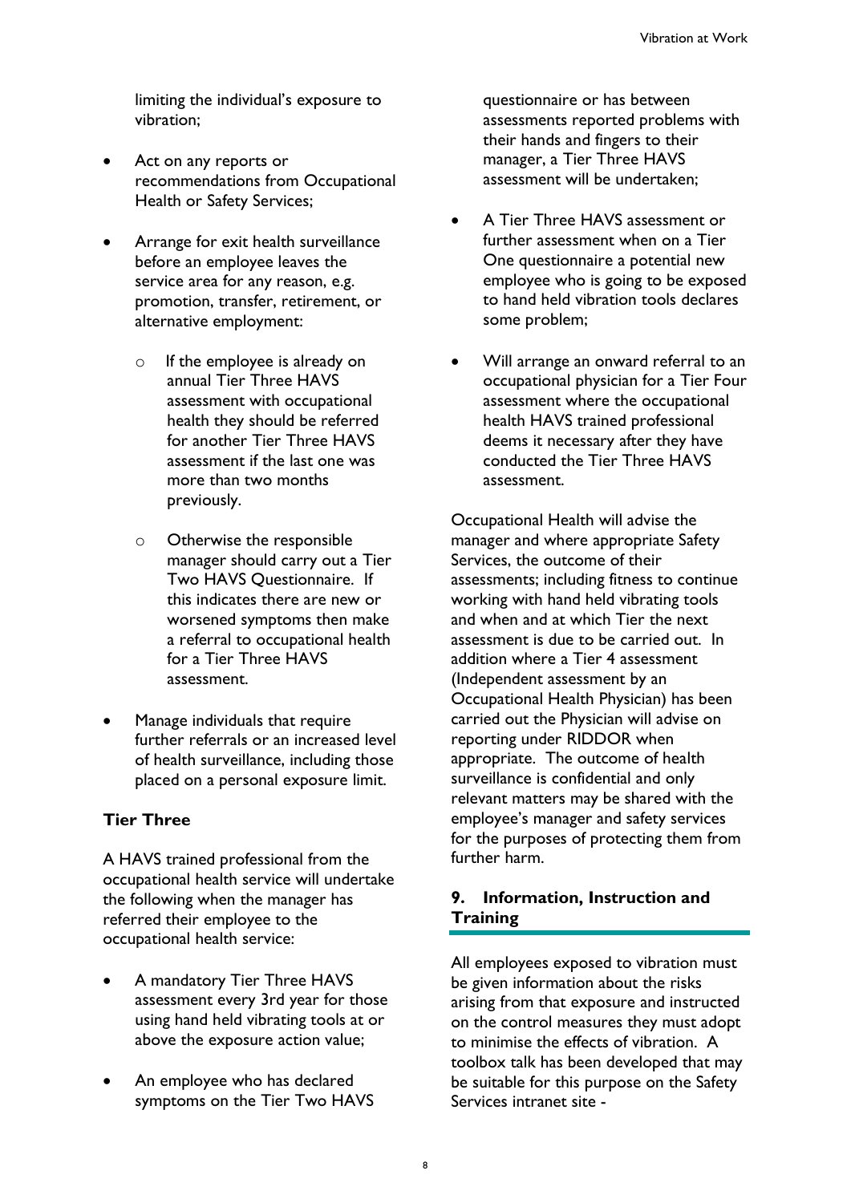limiting the individual's exposure to vibration;

- Act on any reports or recommendations from Occupational Health or Safety Services;
- Arrange for exit health surveillance before an employee leaves the service area for any reason, e.g. promotion, transfer, retirement, or alternative employment:
  - If the employee is already on annual Tier Three HAVS assessment with occupational health they should be referred for another Tier Three HAVS assessment if the last one was more than two months previously.
  - Otherwise the responsible manager should carry out a Tier Two HAVS Questionnaire. If this indicates there are new or worsened symptoms then make a referral to occupational health for a Tier Three HAVS assessment.
- Manage individuals that require further referrals or an increased level of health surveillance, including those placed on a personal exposure limit.

### Tier Three

A HAVS trained professional from the occupational health service will undertake the following when the manager has referred their employee to the occupational health service:

- A mandatory Tier Three HAVS assessment every 3rd year for those using hand held vibrating tools at or above the exposure action value;
- An employee who has declared symptoms on the Tier Two HAVS questionnaire or has between assessments reported problems with their hands and fingers to their manager, a Tier Three HAVS assessment will be undertaken;
- A Tier Three HAVS assessment or further assessment when on a Tier One questionnaire a potential new employee who is going to be exposed to hand held vibration tools declares some problem;
- Will arrange an onward referral to an occupational physician for a Tier Four assessment where the occupational health HAVS trained professional deems it necessary after they have conducted the Tier Three HAVS assessment.

Occupational Health will advise the manager and where appropriate Safety Services, the outcome of their assessments; including fitness to continue working with hand held vibrating tools and when and at which Tier the next assessment is due to be carried out. In addition where a Tier 4 assessment (Independent assessment by an Occupational Health Physician) has been carried out the Physician will advise on reporting under RIDDOR when appropriate. The outcome of health surveillance is confidential and only relevant matters may be shared with the employee's manager and safety services for the purposes of protecting them from further harm.

## 9. Information, Instruction and Training

All employees exposed to vibration must be given information about the risks arising from that exposure and instructed on the control measures they must adopt to minimise the effects of vibration. A toolbox talk has been developed that may be suitable for this purpose on the Safety Services intranet site -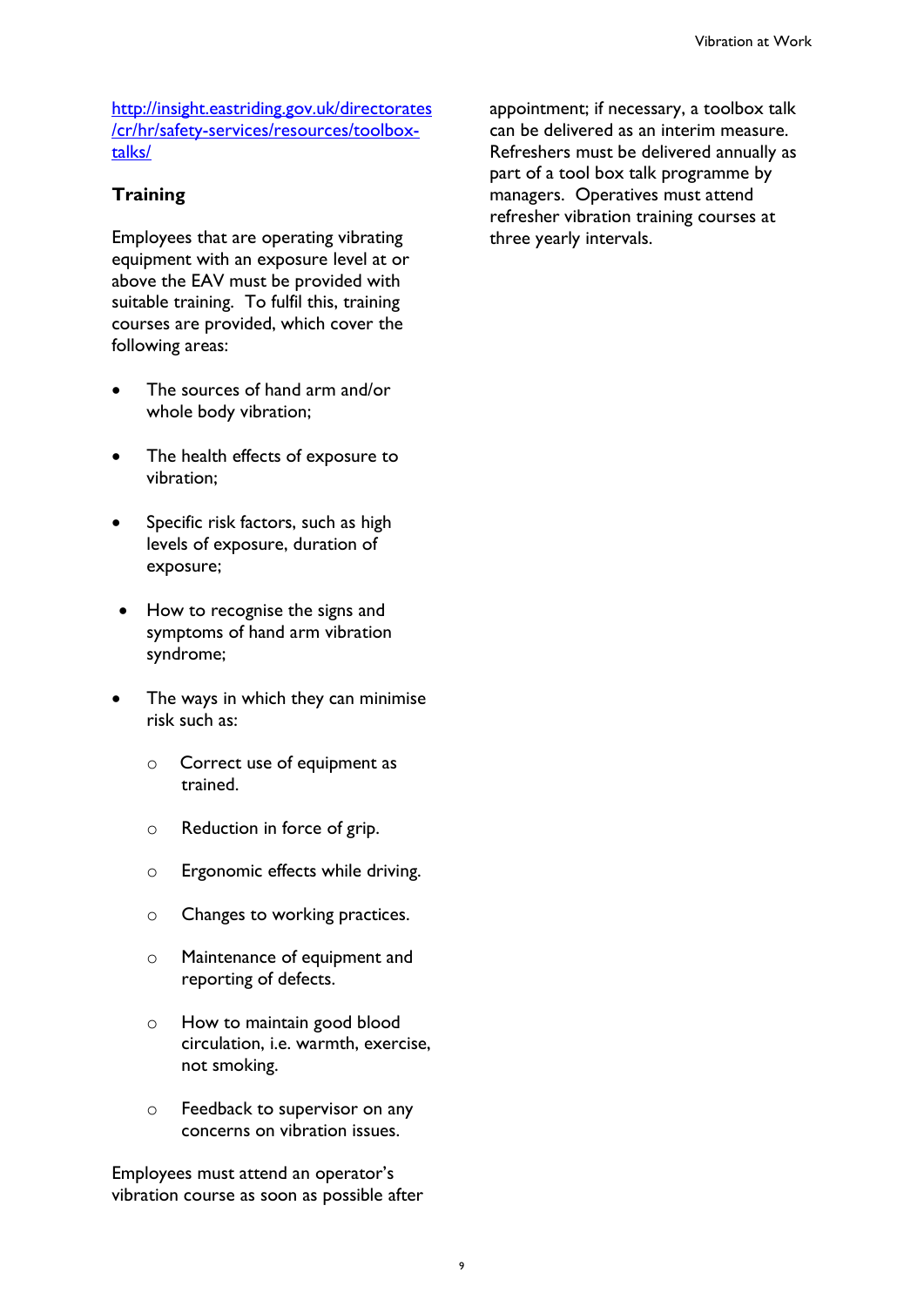[http://insight.eastriding.gov.uk/directorates/cr/hr/safety-services/resources/toolbox-talks/](http://insight.eastriding.gov.uk/directorates/cr/hr/safety-services/resources/toolbox-talks/)

**Training**

Employees that are operating vibrating equipment with an exposure level at or above the EAV must be provided with suitable training. To fulfil this, training courses are provided, which cover the following areas:

- The sources of hand arm and/or whole body vibration;
- The health effects of exposure to vibration;
- Specific risk factors, such as high levels of exposure, duration of exposure;
- How to recognise the signs and symptoms of hand arm vibration syndrome;
- The ways in which they can minimise risk such as:
    - Correct use of equipment as trained.
    - Reduction in force of grip.
    - Ergonomic effects while driving.
    - Changes to working practices.
    - Maintenance of equipment and reporting of defects.
    - How to maintain good blood circulation, i.e. warmth, exercise, not smoking.
    - Feedback to supervisor on any concerns on vibration issues.

Employees must attend an operator's vibration course as soon as possible after appointment; if necessary, a toolbox talk can be delivered as an interim measure. Refreshers must be delivered annually as part of a tool box talk programme by managers. Operatives must attend refresher vibration training courses at three yearly intervals.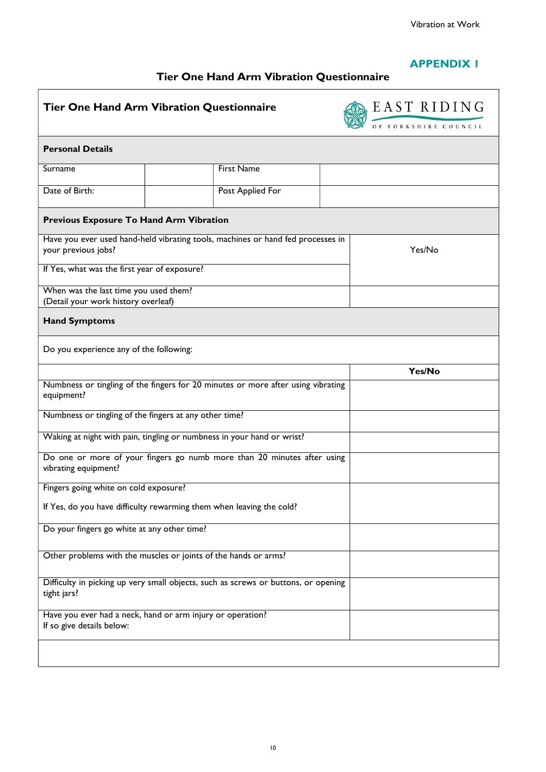# APPENDIX 1

## Tier One Hand Arm Vibration Questionnaire

| Tier One Hand Arm Vibration Questionnaire | | | EAST RIDING OF YORKSHIRE COUNCIL |
|---|---|---|---|
| **Personal Details** | | | |
| Surname | | First Name | |
| Date of Birth: | | Post Applied For | |

| **Previous Exposure To Hand Arm Vibration** | |
|---|---|
| Have you ever used hand-held vibrating tools, machines or hand fed processes in your previous jobs? | Yes/No |
| If Yes, what was the first year of exposure? | |
| When was the last time you used them?<br>(Detail your work history overleaf) | |

| **Hand Symptoms** | |
|---|---|
| Do you experience any of the following: | |
| | **Yes/No** |
| Numbness or tingling of the fingers for 20 minutes or more after using vibrating equipment? | |
| Numbness or tingling of the fingers at any other time? | |
| Waking at night with pain, tingling or numbness in your hand or wrist? | |
| Do one or more of your fingers go numb more than 20 minutes after using vibrating equipment? | |
| Fingers going white on cold exposure?<br><br>If Yes, do you have difficulty rewarming them when leaving the cold? | |
| Do your fingers go white at any other time? | |
| Other problems with the muscles or joints of the hands or arms? | |
| Difficulty in picking up very small objects, such as screws or buttons, or opening tight jars? | |
| Have you ever had a neck, hand or arm injury or operation?<br>If so give details below: | |
| | |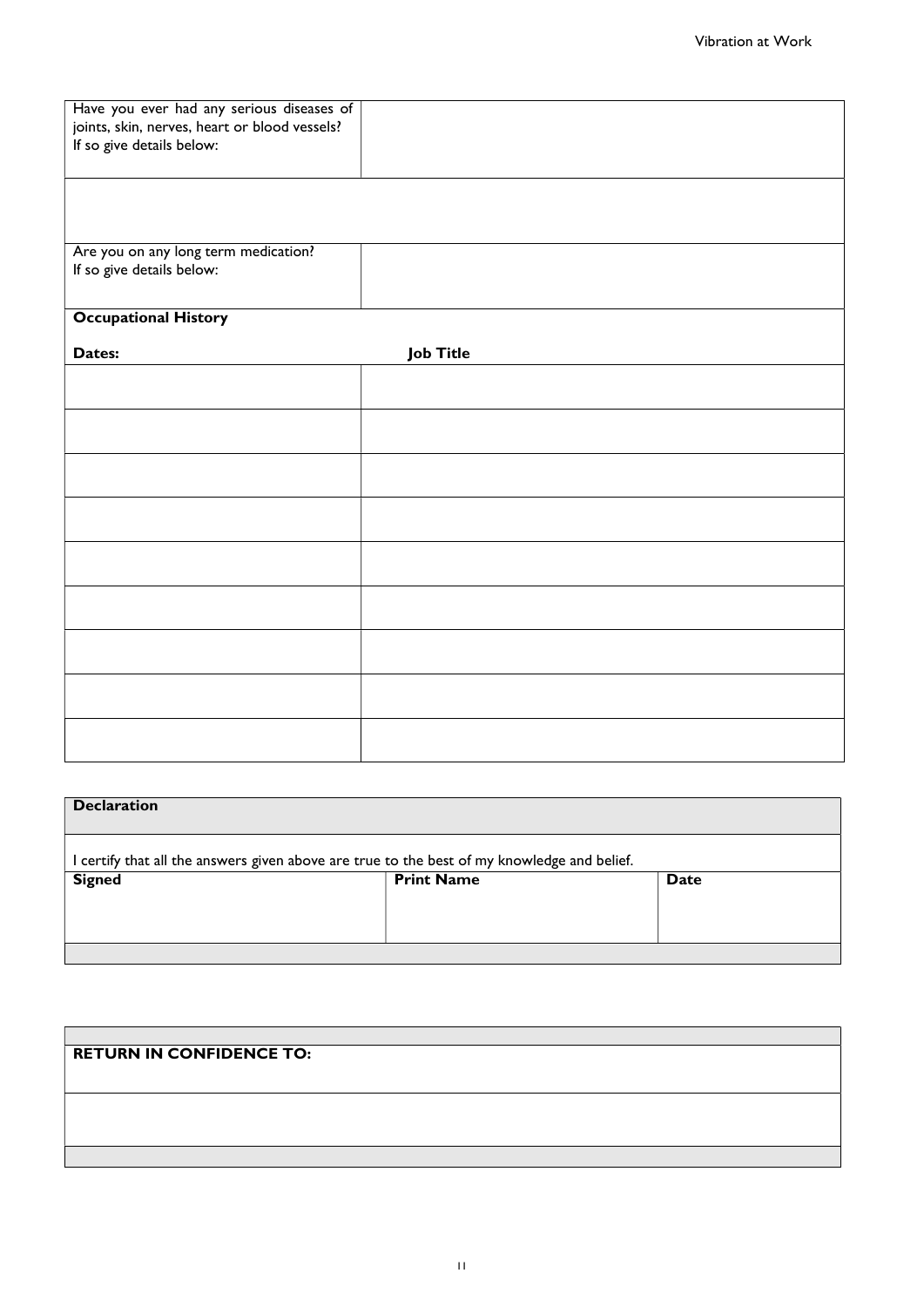| Have you ever had any serious diseases of joints, skin, nerves, heart or blood vessels? If so give details below: | |
|---|---|
| | |
| Are you on any long term medication? If so give details below: | |

**Occupational History**

| Dates: | Job Title |
|---|---|
| | |
| | |
| | |
| | |
| | |
| | |
| | |
| | |
| | |

**Declaration**

I certify that all the answers given above are true to the best of my knowledge and belief.

| Signed | Print Name | Date |
|---|---|---|
| | | |

**RETURN IN CONFIDENCE TO:**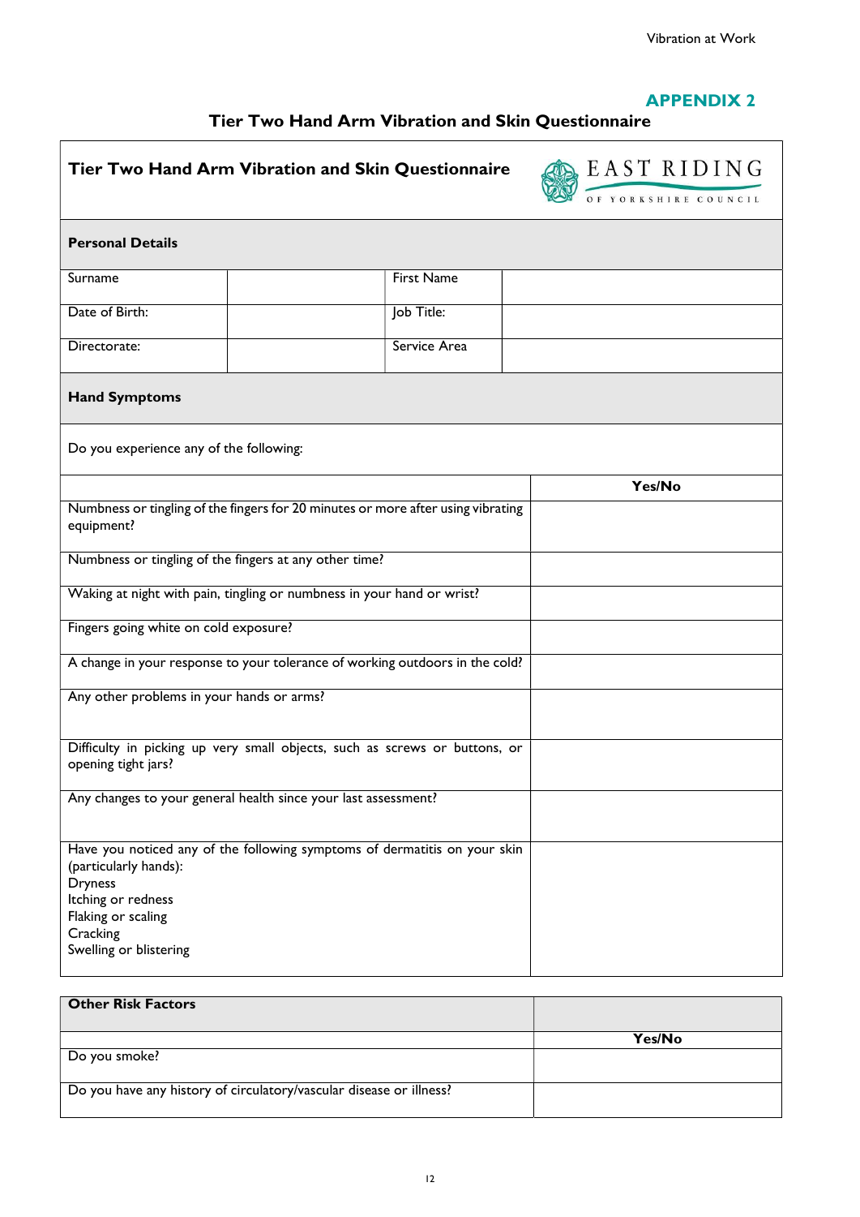## APPENDIX 2

## Tier Two Hand Arm Vibration and Skin Questionnaire

**Tier Two Hand Arm Vibration and Skin Questionnaire**

EAST RIDING OF YORKSHIRE COUNCIL

**Personal Details**

| Surname | | First Name | |
|---|---|---|---|
| Date of Birth: | | Job Title: | |
| Directorate: | | Service Area | |

**Hand Symptoms**

Do you experience any of the following:

| | **Yes/No** |
|---|---|
| Numbness or tingling of the fingers for 20 minutes or more after using vibrating equipment? | |
| Numbness or tingling of the fingers at any other time? | |
| Waking at night with pain, tingling or numbness in your hand or wrist? | |
| Fingers going white on cold exposure? | |
| A change in your response to your tolerance of working outdoors in the cold? | |
| Any other problems in your hands or arms? | |
| Difficulty in picking up very small objects, such as screws or buttons, or opening tight jars? | |
| Any changes to your general health since your last assessment? | |
| Have you noticed any of the following symptoms of dermatitis on your skin (particularly hands):<br>Dryness<br>Itching or redness<br>Flaking or scaling<br>Cracking<br>Swelling or blistering | |

| **Other Risk Factors** | |
|---|---|
| | **Yes/No** |
| Do you smoke? | |
| Do you have any history of circulatory/vascular disease or illness? | |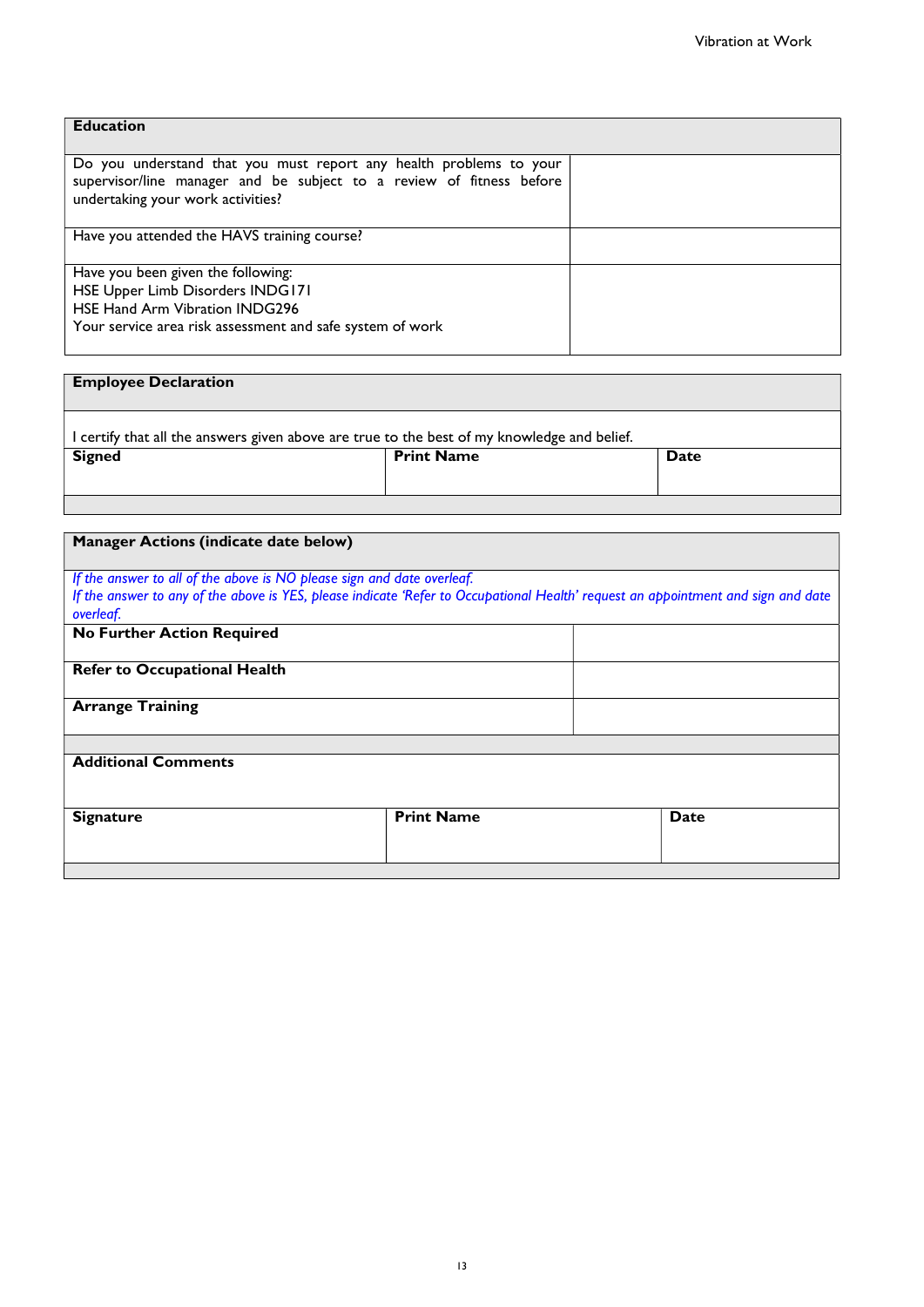| **Education** | |
|---|---|
| Do you understand that you must report any health problems to your supervisor/line manager and be subject to a review of fitness before undertaking your work activities? | |
| Have you attended the HAVS training course? | |
| Have you been given the following:<br>HSE Upper Limb Disorders INDG171<br>HSE Hand Arm Vibration INDG296<br>Your service area risk assessment and safe system of work | |

| **Employee Declaration** | | |
|---|---|---|
| I certify that all the answers given above are true to the best of my knowledge and belief. | | |
| **Signed** | **Print Name** | **Date** |

| **Manager Actions (indicate date below)** | |
|---|---|
| *If the answer to all of the above is NO please sign and date overleaf.*<br>*If the answer to any of the above is YES, please indicate 'Refer to Occupational Health' request an appointment and sign and date overleaf.* | |
| **No Further Action Required** | |
| **Refer to Occupational Health** | |
| **Arrange Training** | |

| **Additional Comments** | | |
|---|---|---|
| **Signature** | **Print Name** | **Date** |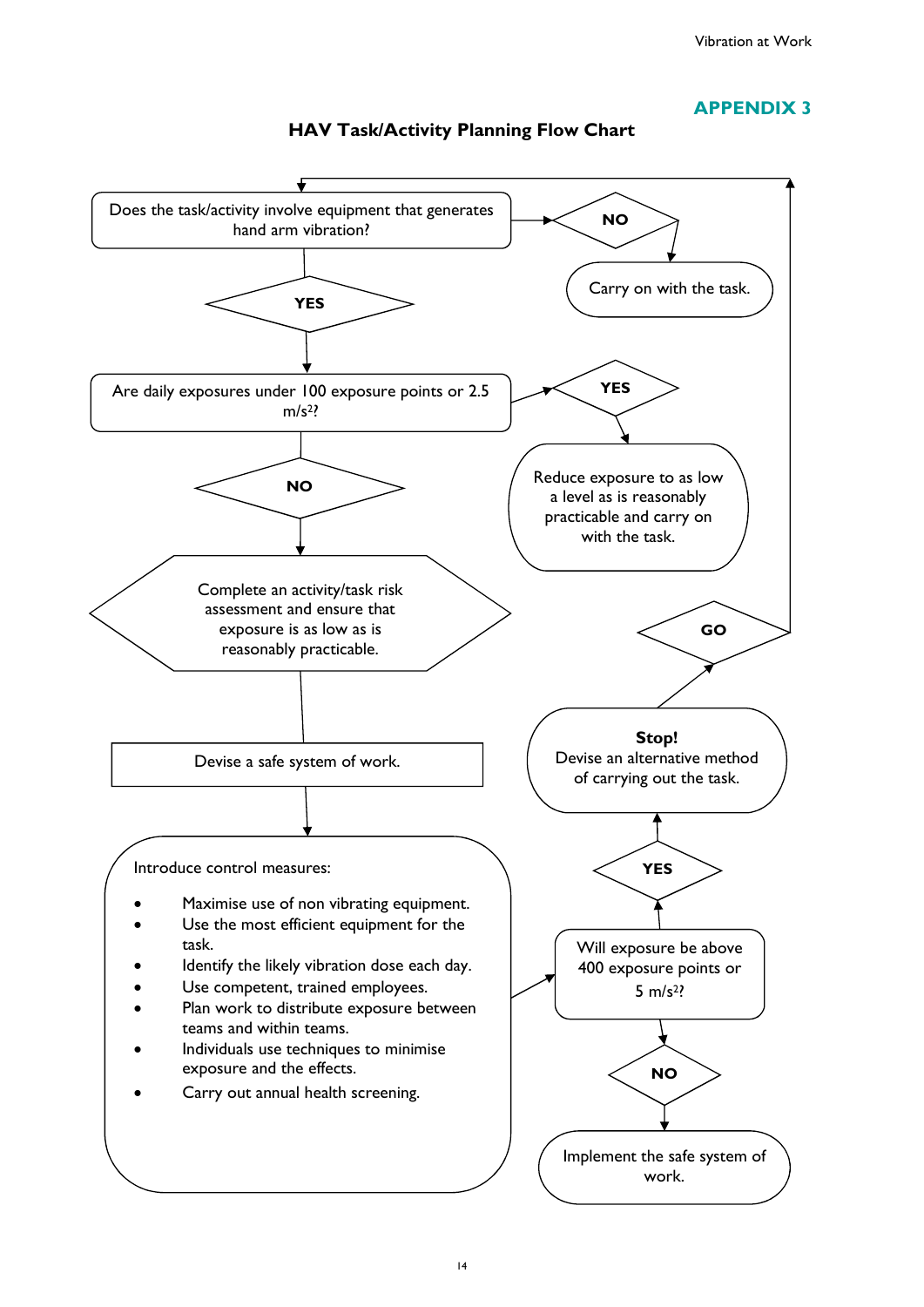## APPENDIX 3

### HAV Task/Activity Planning Flow Chart

Does the task/activity involve equipment that generates hand arm vibration?

NO

Carry on with the task.

YES

Are daily exposures under 100 exposure points or 2.5 $m/s^2$?

YES

Reduce exposure to as low a level as is reasonably practicable and carry on with the task.

NO

Complete an activity/task risk assessment and ensure that exposure is as low as is reasonably practicable.

GO

Devise a safe system of work.

**Stop!**
Devise an alternative method of carrying out the task.

YES

Introduce control measures:

- Maximise use of non vibrating equipment.
- Use the most efficient equipment for the task.
- Identify the likely vibration dose each day.
- Use competent, trained employees.
- Plan work to distribute exposure between teams and within teams.
- Individuals use techniques to minimise exposure and the effects.
- Carry out annual health screening.

Will exposure be above 400 exposure points or 5 $m/s^2$?

NO

Implement the safe system of work.